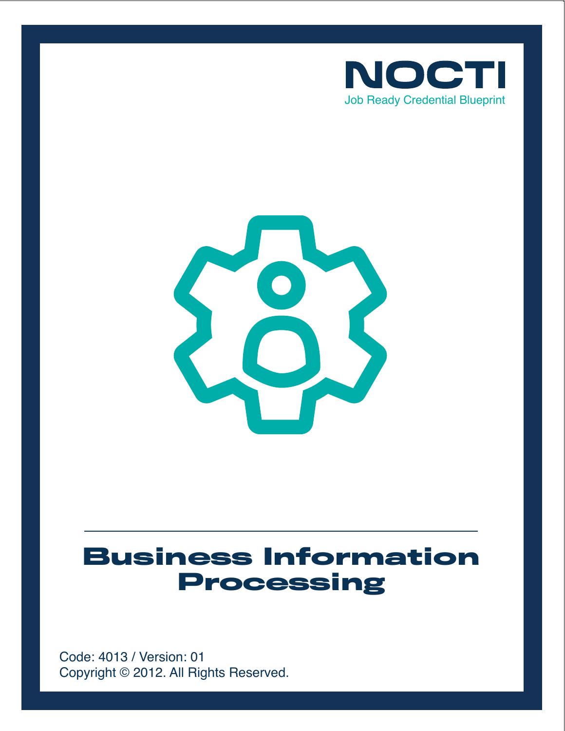NOCTI

Job Ready Credential Blueprint

# Business Information Processing

Code: 4013 / Version: 01

Copyright © 2012. All Rights Reserved.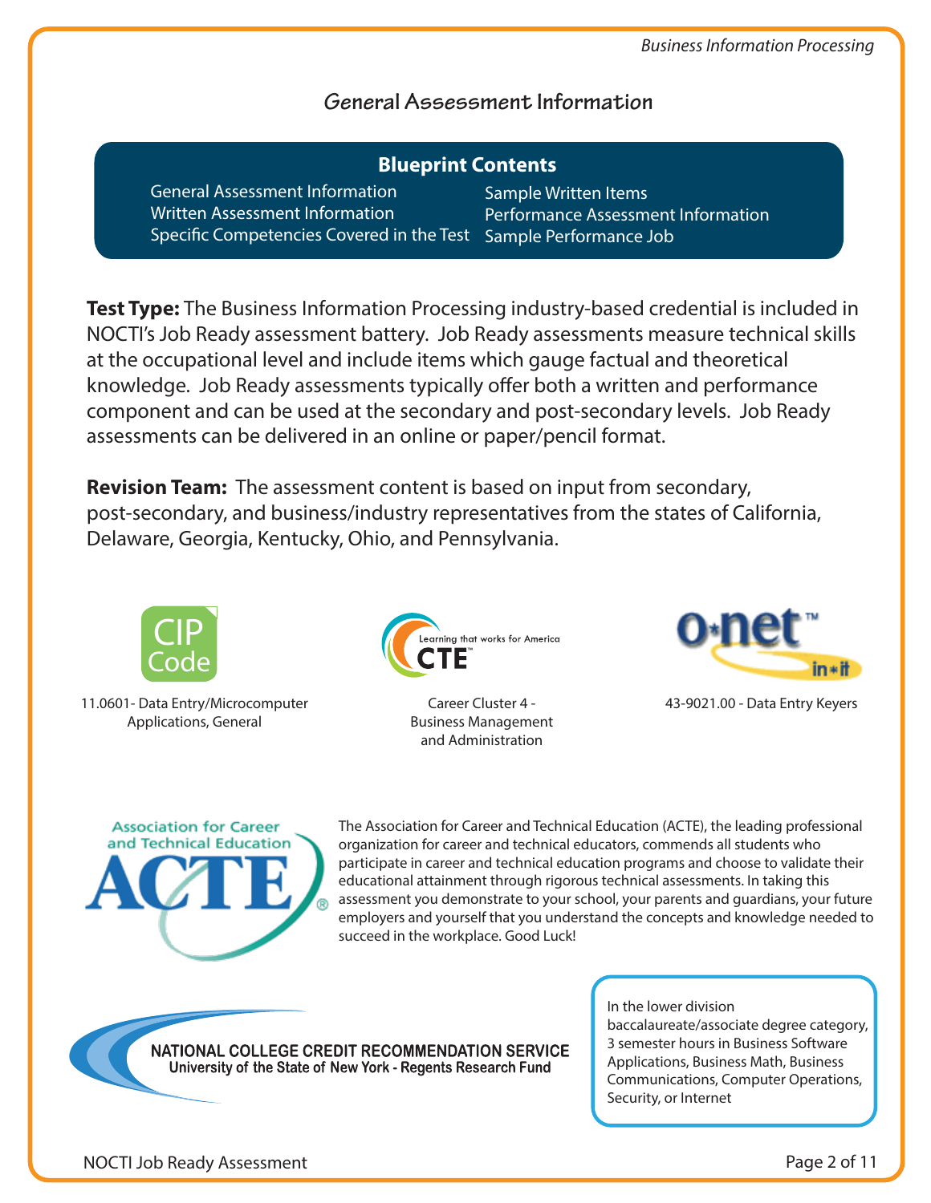## General Assessment Information

**Blueprint Contents**

- General Assessment Information
- Written Assessment Information
- Specific Competencies Covered in the Test
- Sample Written Items
- Performance Assessment Information
- Sample Performance Job

**Test Type:** The Business Information Processing industry-based credential is included in NOCTI's Job Ready assessment battery. Job Ready assessments measure technical skills at the occupational level and include items which gauge factual and theoretical knowledge. Job Ready assessments typically offer both a written and performance component and can be used at the secondary and post-secondary levels. Job Ready assessments can be delivered in an online or paper/pencil format.

**Revision Team:** The assessment content is based on input from secondary, post-secondary, and business/industry representatives from the states of California, Delaware, Georgia, Kentucky, Ohio, and Pennsylvania.

CIP Code

11.0601- Data Entry/Microcomputer Applications, General

CTE — Learning that works for America

Career Cluster 4 - Business Management and Administration

O*NET in*it

43-9021.00 - Data Entry Keyers

Association for Career and Technical Education — ACTE

The Association for Career and Technical Education (ACTE), the leading professional organization for career and technical educators, commends all students who participate in career and technical education programs and choose to validate their educational attainment through rigorous technical assessments. In taking this assessment you demonstrate to your school, your parents and guardians, your future employers and yourself that you understand the concepts and knowledge needed to succeed in the workplace. Good Luck!

NATIONAL COLLEGE CREDIT RECOMMENDATION SERVICE
University of the State of New York - Regents Research Fund

In the lower division baccalaureate/associate degree category, 3 semester hours in Business Software Applications, Business Math, Business Communications, Computer Operations, Security, or Internet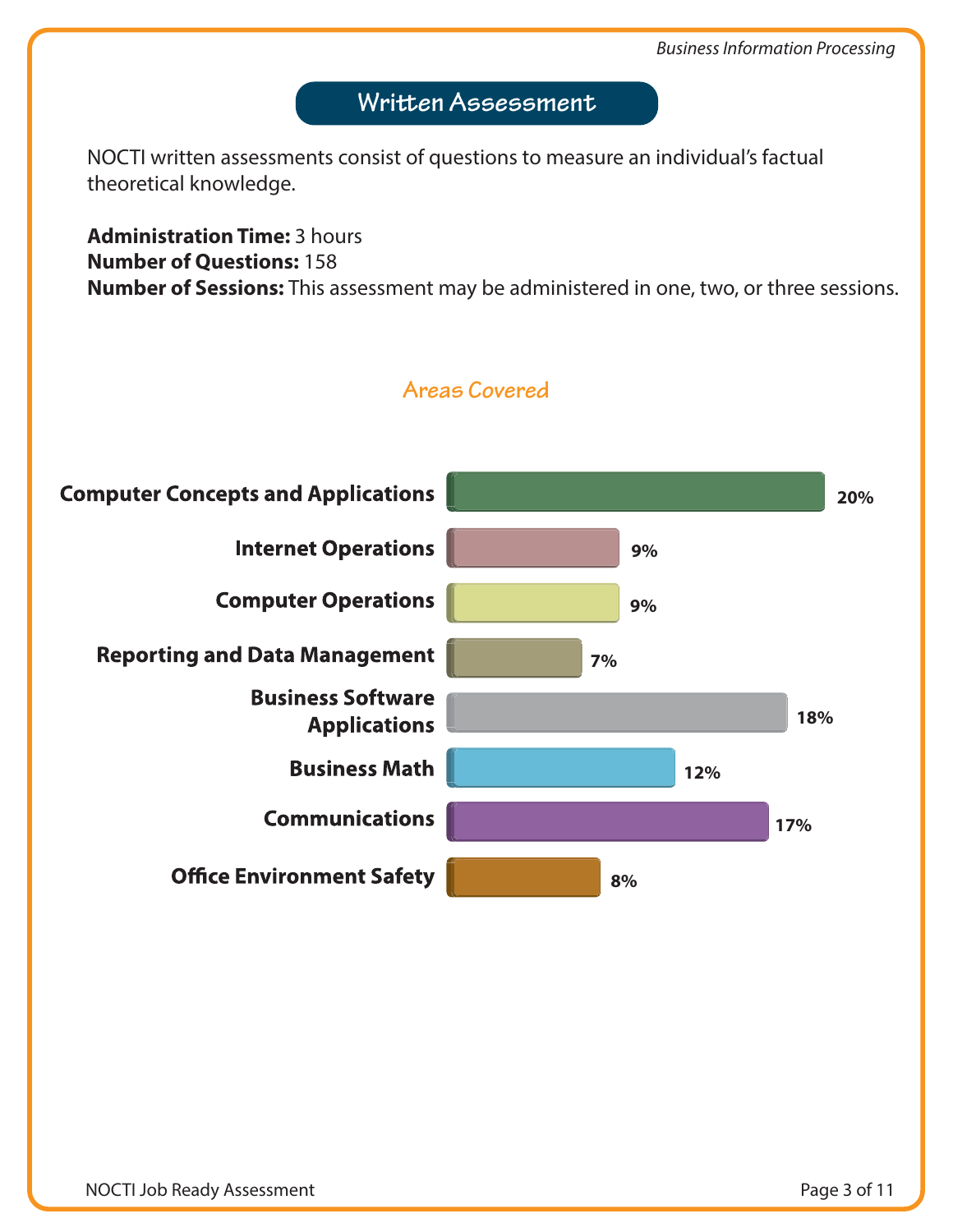## Written Assessment

NOCTI written assessments consist of questions to measure an individual's factual theoretical knowledge.

**Administration Time:** 3 hours
**Number of Questions:** 158
**Number of Sessions:** This assessment may be administered in one, two, or three sessions.

### Areas Covered

| Area | Percentage |
|---|---|
| Computer Concepts and Applications | 20% |
| Internet Operations | 9% |
| Computer Operations | 9% |
| Reporting and Data Management | 7% |
| Business Software Applications | 18% |
| Business Math | 12% |
| Communications | 17% |
| Office Environment Safety | 8% |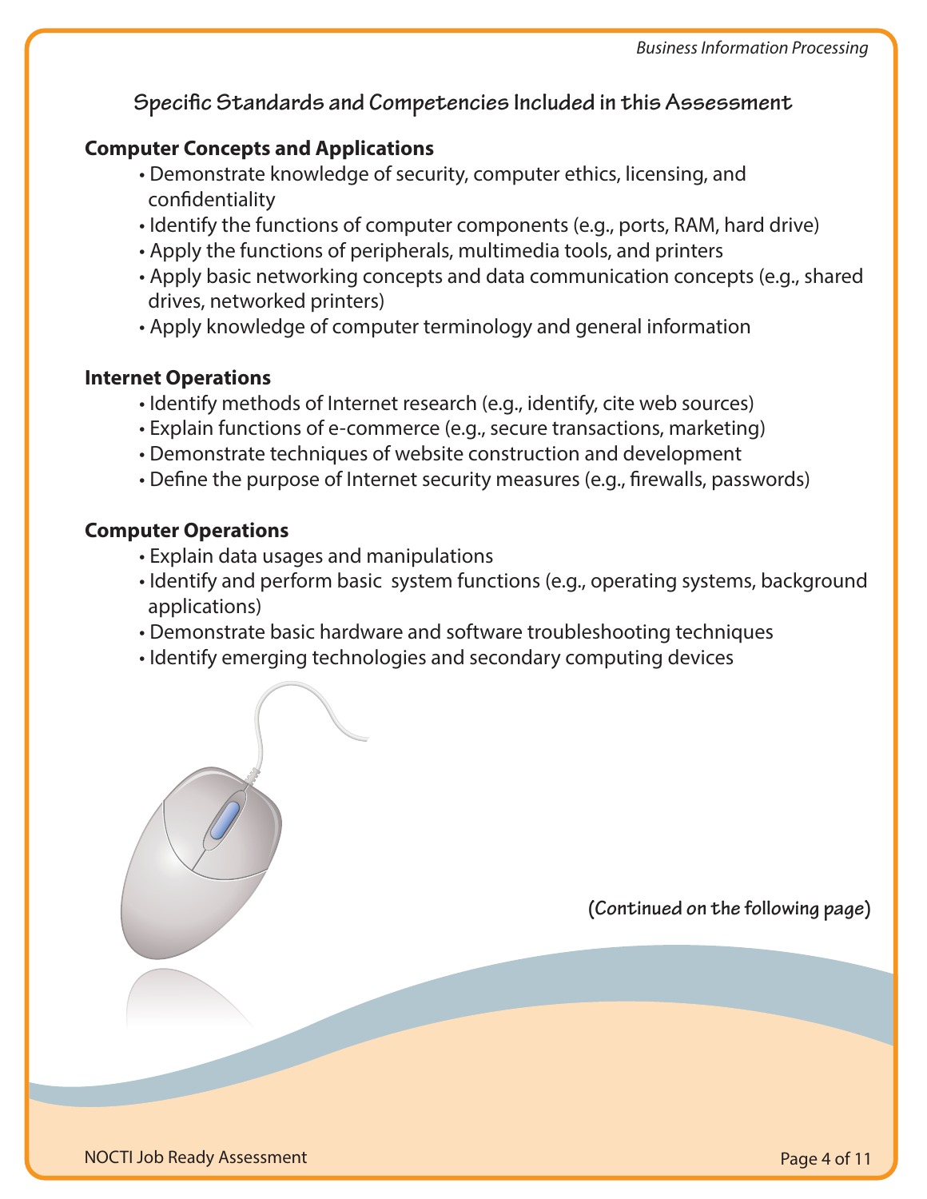## Specific Standards and Competencies Included in this Assessment

### Computer Concepts and Applications

- Demonstrate knowledge of security, computer ethics, licensing, and confidentiality
- Identify the functions of computer components (e.g., ports, RAM, hard drive)
- Apply the functions of peripherals, multimedia tools, and printers
- Apply basic networking concepts and data communication concepts (e.g., shared drives, networked printers)
- Apply knowledge of computer terminology and general information

### Internet Operations

- Identify methods of Internet research (e.g., identify, cite web sources)
- Explain functions of e-commerce (e.g., secure transactions, marketing)
- Demonstrate techniques of website construction and development
- Define the purpose of Internet security measures (e.g., firewalls, passwords)

### Computer Operations

- Explain data usages and manipulations
- Identify and perform basic system functions (e.g., operating systems, background applications)
- Demonstrate basic hardware and software troubleshooting techniques
- Identify emerging technologies and secondary computing devices

**(Continued on the following page)**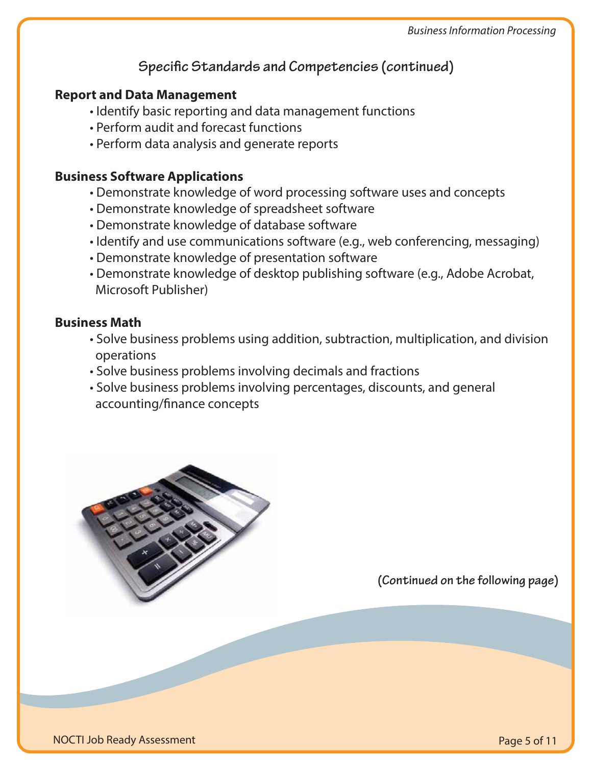## Specific Standards and Competencies (continued)

### Report and Data Management

- Identify basic reporting and data management functions
- Perform audit and forecast functions
- Perform data analysis and generate reports

### Business Software Applications

- Demonstrate knowledge of word processing software uses and concepts
- Demonstrate knowledge of spreadsheet software
- Demonstrate knowledge of database software
- Identify and use communications software (e.g., web conferencing, messaging)
- Demonstrate knowledge of presentation software
- Demonstrate knowledge of desktop publishing software (e.g., Adobe Acrobat, Microsoft Publisher)

### Business Math

- Solve business problems using addition, subtraction, multiplication, and division operations
- Solve business problems involving decimals and fractions
- Solve business problems involving percentages, discounts, and general accounting/finance concepts

**(Continued on the following page)**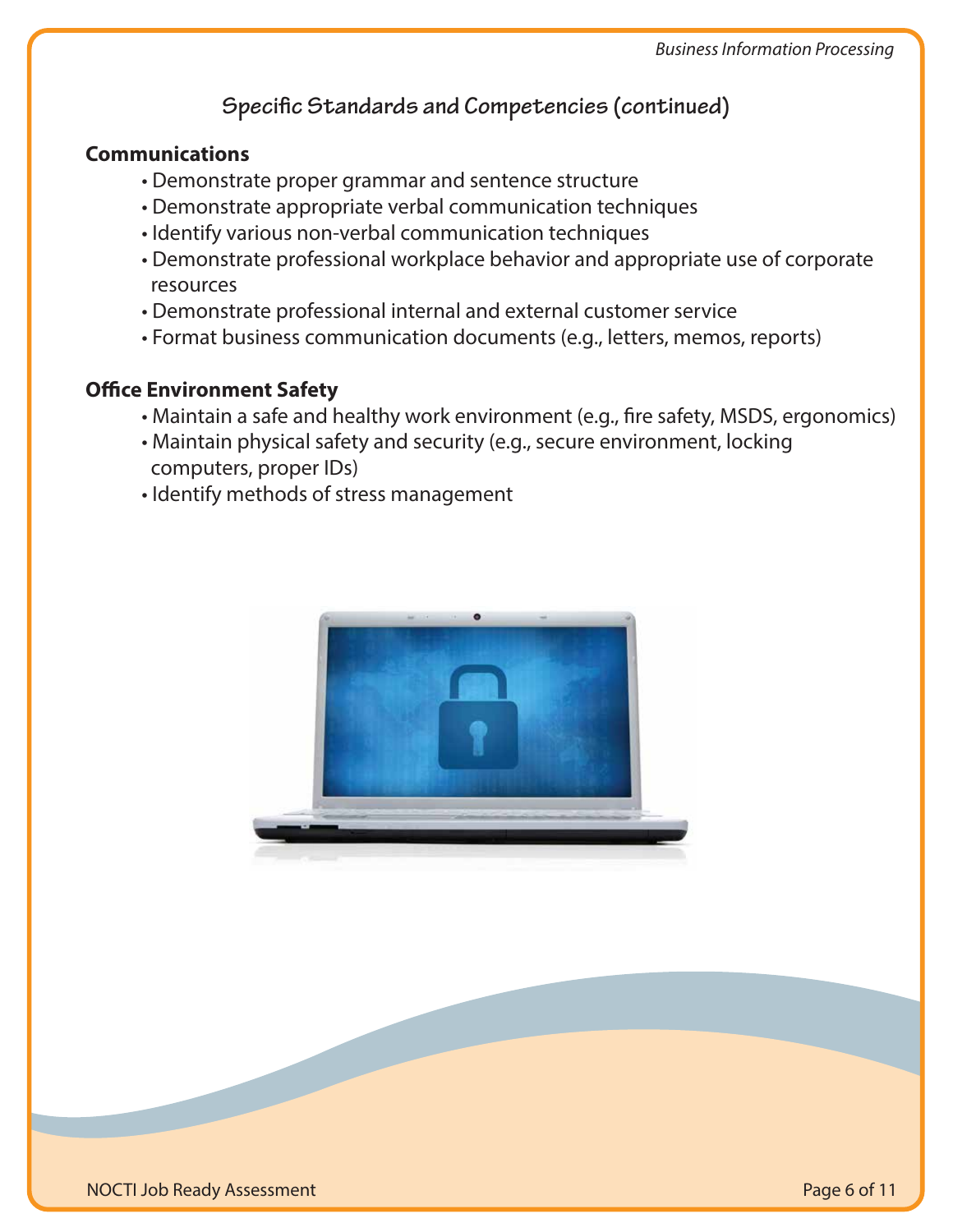## Specific Standards and Competencies (continued)

### Communications

- Demonstrate proper grammar and sentence structure
- Demonstrate appropriate verbal communication techniques
- Identify various non-verbal communication techniques
- Demonstrate professional workplace behavior and appropriate use of corporate resources
- Demonstrate professional internal and external customer service
- Format business communication documents (e.g., letters, memos, reports)

### Office Environment Safety

- Maintain a safe and healthy work environment (e.g., fire safety, MSDS, ergonomics)
- Maintain physical safety and security (e.g., secure environment, locking computers, proper IDs)
- Identify methods of stress management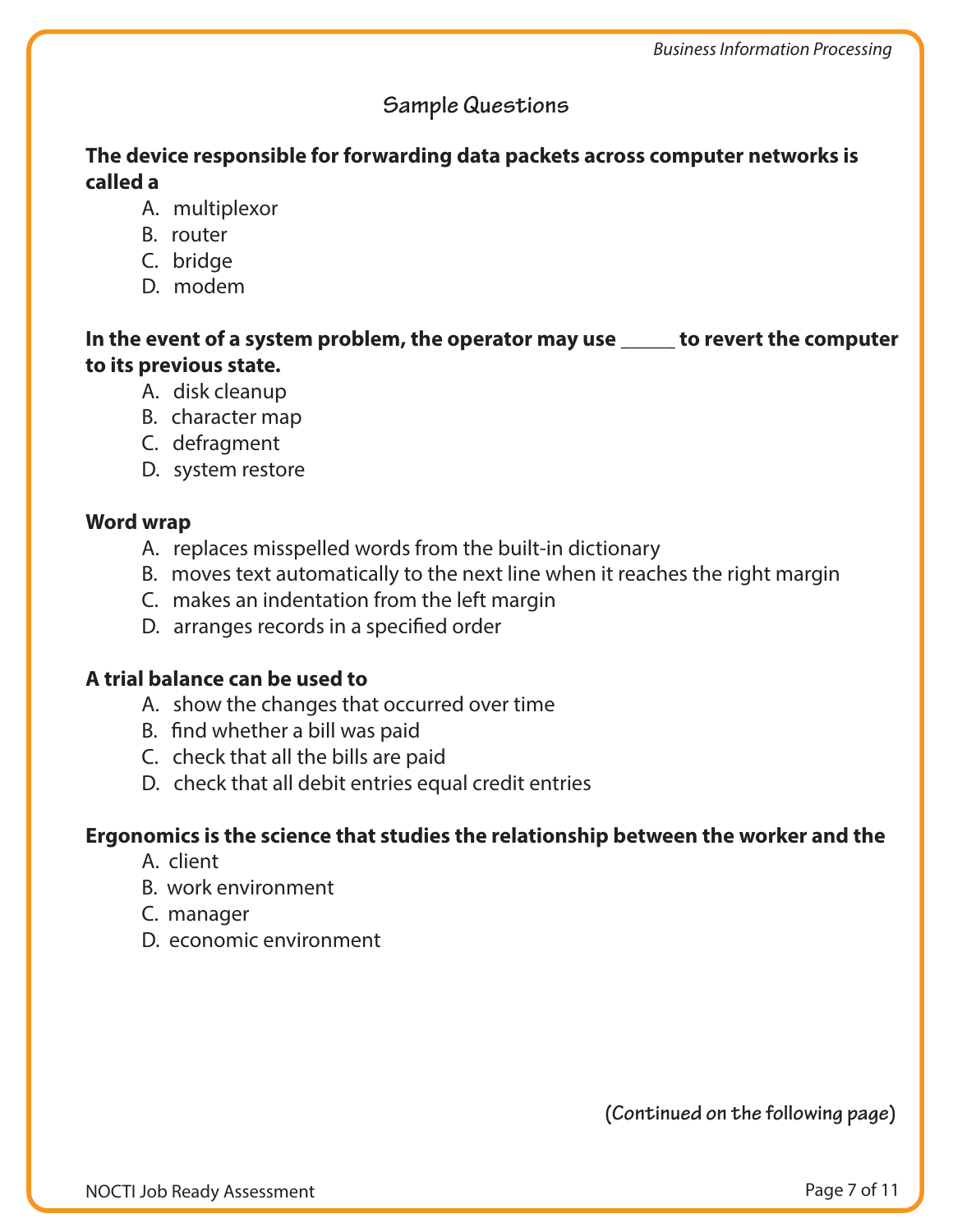## Sample Questions

**The device responsible for forwarding data packets across computer networks is called a**

A. multiplexor
B. router
C. bridge
D. modem

**In the event of a system problem, the operator may use _____ to revert the computer to its previous state.**

A. disk cleanup
B. character map
C. defragment
D. system restore

**Word wrap**

A. replaces misspelled words from the built-in dictionary
B. moves text automatically to the next line when it reaches the right margin
C. makes an indentation from the left margin
D. arranges records in a specified order

**A trial balance can be used to**

A. show the changes that occurred over time
B. find whether a bill was paid
C. check that all the bills are paid
D. check that all debit entries equal credit entries

**Ergonomics is the science that studies the relationship between the worker and the**

A. client
B. work environment
C. manager
D. economic environment

**(Continued on the following page)**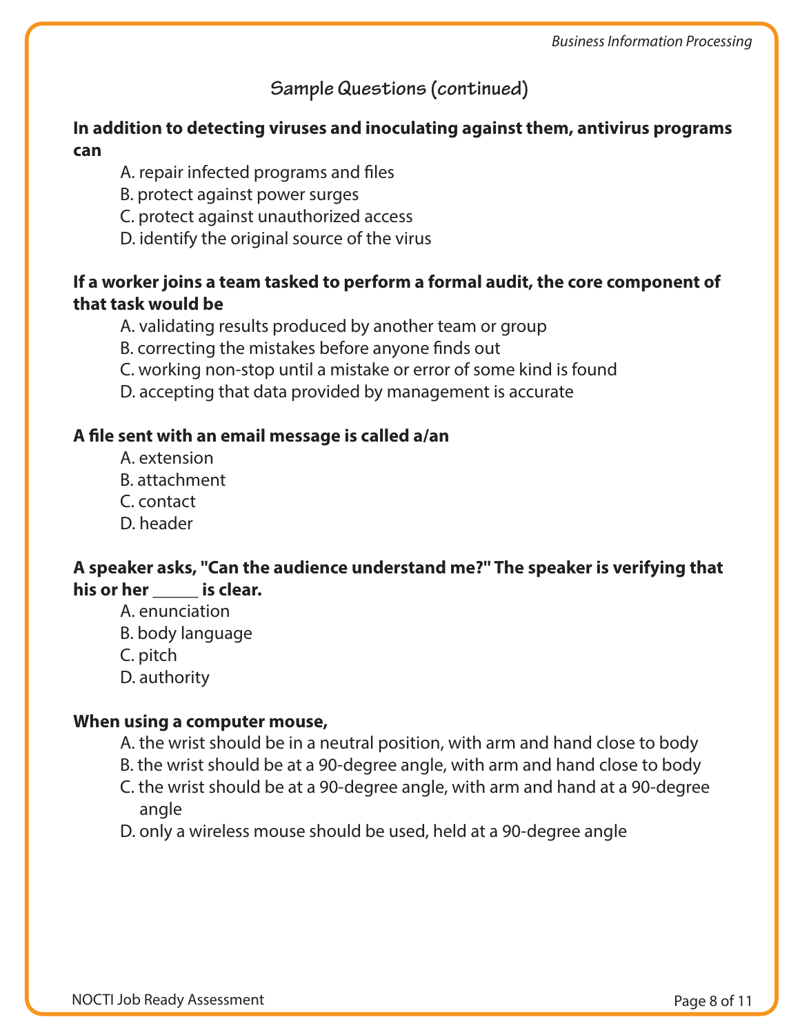## Sample Questions (continued)

**In addition to detecting viruses and inoculating against them, antivirus programs can**

A. repair infected programs and files
B. protect against power surges
C. protect against unauthorized access
D. identify the original source of the virus

**If a worker joins a team tasked to perform a formal audit, the core component of that task would be**

A. validating results produced by another team or group
B. correcting the mistakes before anyone finds out
C. working non-stop until a mistake or error of some kind is found
D. accepting that data provided by management is accurate

**A file sent with an email message is called a/an**

A. extension
B. attachment
C. contact
D. header

**A speaker asks, "Can the audience understand me?" The speaker is verifying that his or her _____ is clear.**

A. enunciation
B. body language
C. pitch
D. authority

**When using a computer mouse,**

A. the wrist should be in a neutral position, with arm and hand close to body
B. the wrist should be at a 90-degree angle, with arm and hand close to body
C. the wrist should be at a 90-degree angle, with arm and hand at a 90-degree angle
D. only a wireless mouse should be used, held at a 90-degree angle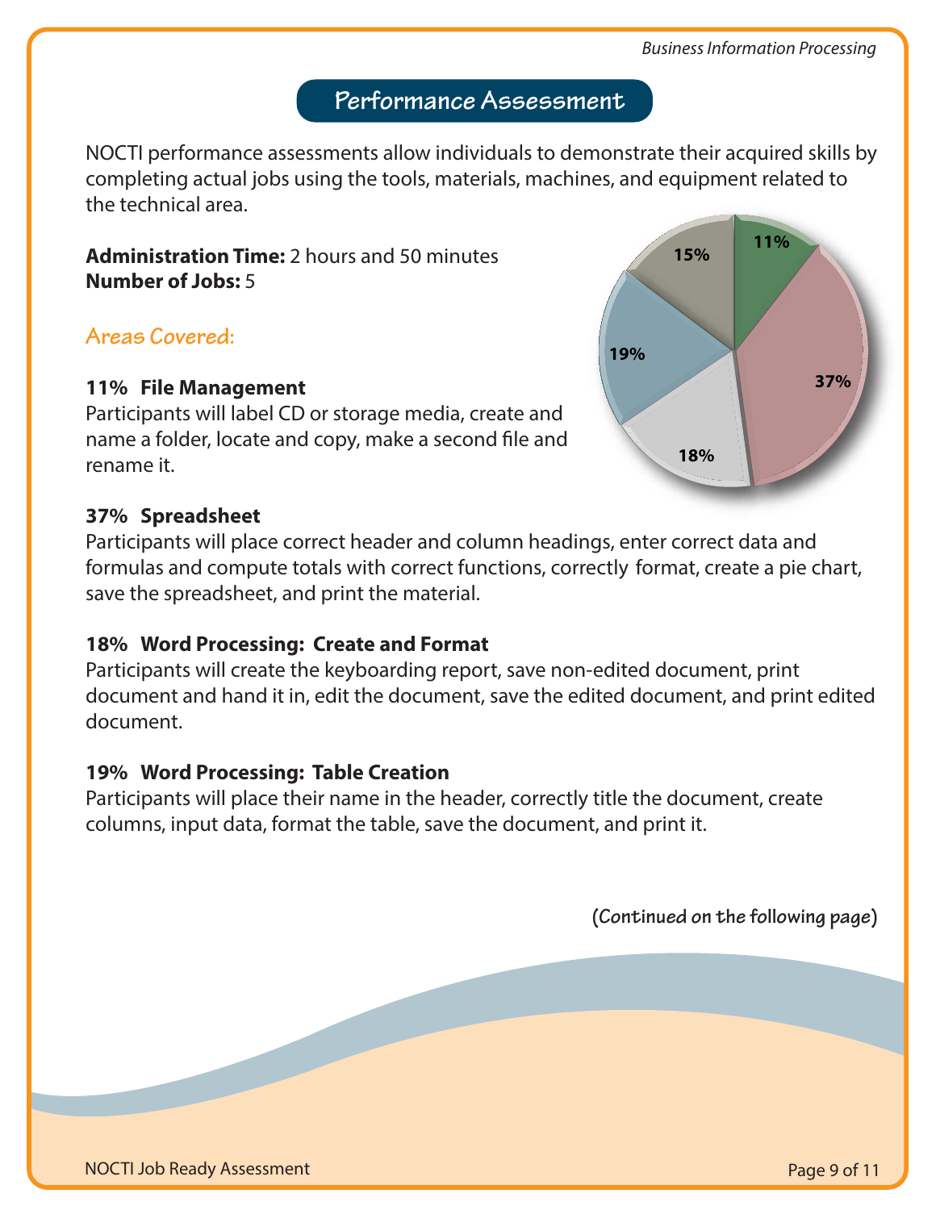## Performance Assessment

NOCTI performance assessments allow individuals to demonstrate their acquired skills by completing actual jobs using the tools, materials, machines, and equipment related to the technical area.

**Administration Time:** 2 hours and 50 minutes
**Number of Jobs:** 5

### Areas Covered:

**11% File Management**
Participants will label CD or storage media, create and name a folder, locate and copy, make a second file and rename it.

**37% Spreadsheet**
Participants will place correct header and column headings, enter correct data and formulas and compute totals with correct functions, correctly format, create a pie chart, save the spreadsheet, and print the material.

**18% Word Processing: Create and Format**
Participants will create the keyboarding report, save non-edited document, print document and hand it in, edit the document, save the edited document, and print edited document.

**19% Word Processing: Table Creation**
Participants will place their name in the header, correctly title the document, create columns, input data, format the table, save the document, and print it.

(Continued on the following page)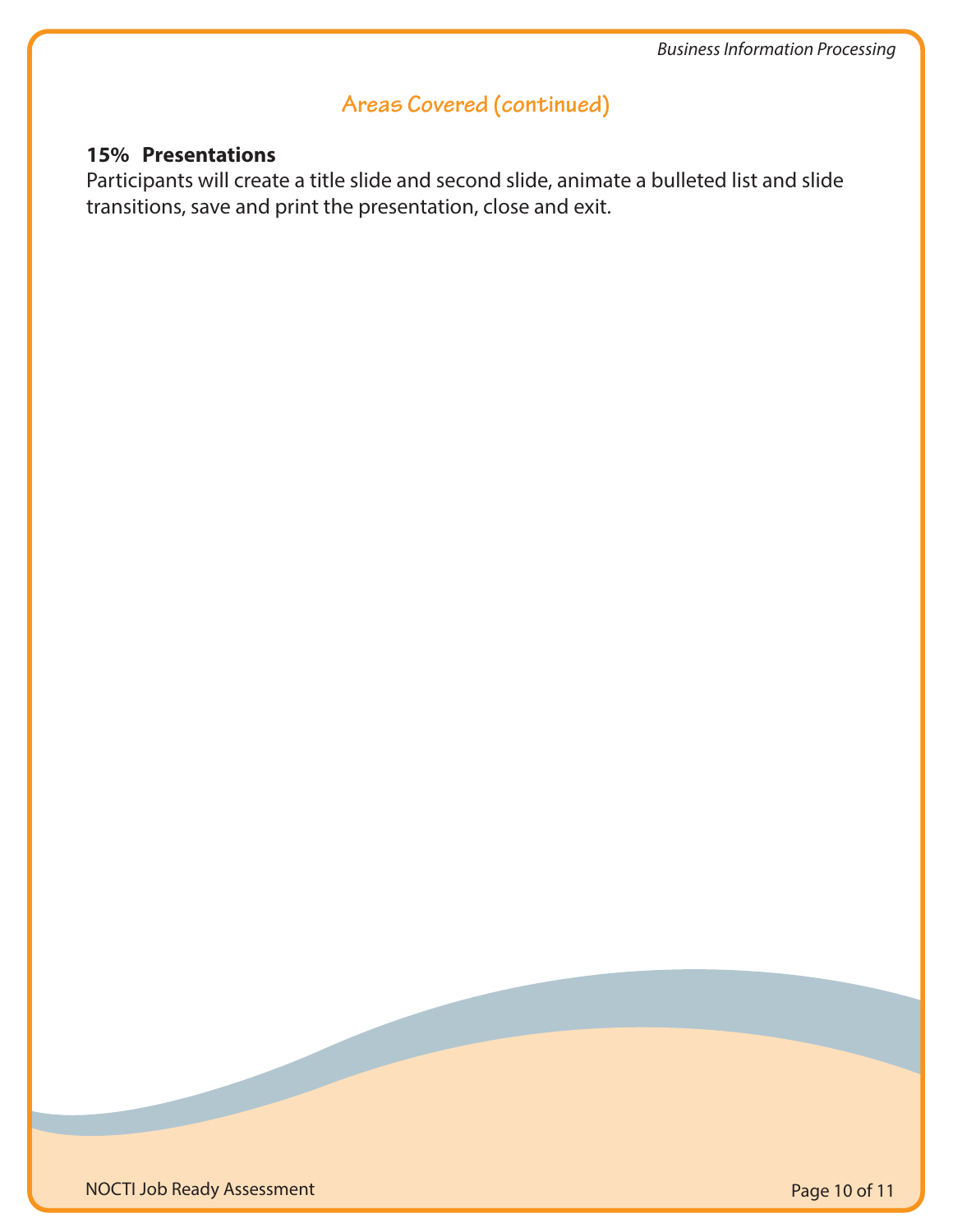## Areas Covered (continued)

**15% Presentations**

Participants will create a title slide and second slide, animate a bulleted list and slide transitions, save and print the presentation, close and exit.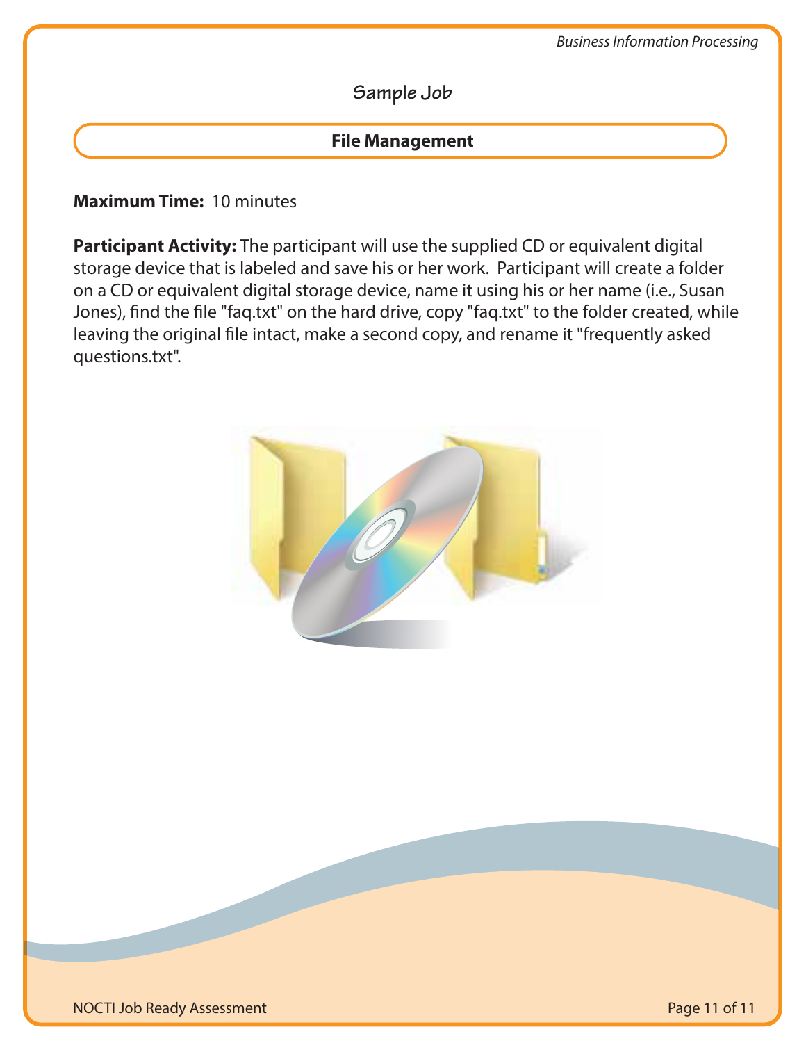## Sample Job

### File Management

**Maximum Time:** 10 minutes

**Participant Activity:** The participant will use the supplied CD or equivalent digital storage device that is labeled and save his or her work. Participant will create a folder on a CD or equivalent digital storage device, name it using his or her name (i.e., Susan Jones), find the file "faq.txt" on the hard drive, copy "faq.txt" to the folder created, while leaving the original file intact, make a second copy, and rename it "frequently asked questions.txt".